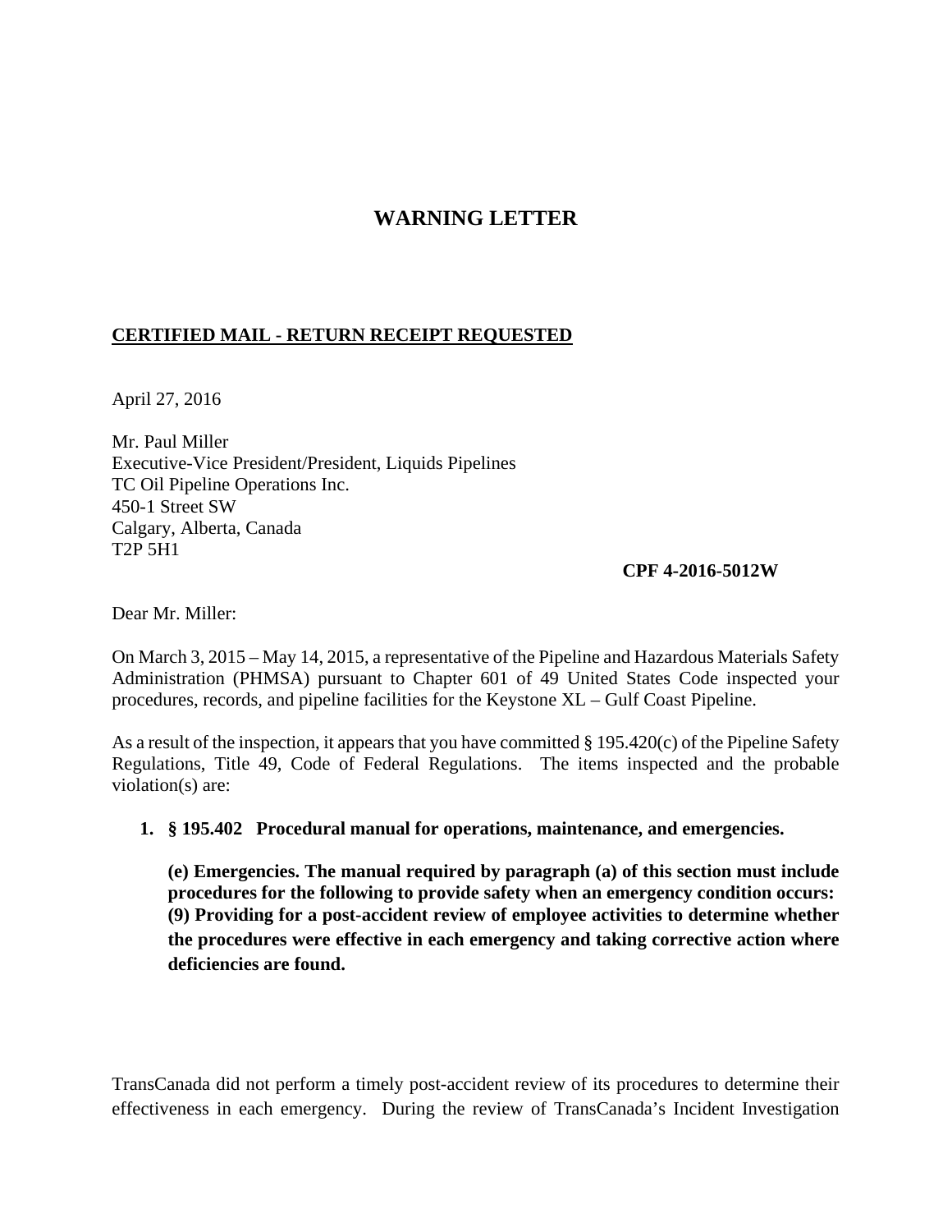# WARNING LETTER

**CERTIFIED MAIL - RETURN RECEIPT REQUESTED**

April 27, 2016

Mr. Paul Miller
Executive-Vice President/President, Liquids Pipelines
TC Oil Pipeline Operations Inc.
450-1 Street SW
Calgary, Alberta, Canada
T2P 5H1

**CPF 4-2016-5012W**

Dear Mr. Miller:

On March 3, 2015 – May 14, 2015, a representative of the Pipeline and Hazardous Materials Safety Administration (PHMSA) pursuant to Chapter 601 of 49 United States Code inspected your procedures, records, and pipeline facilities for the Keystone XL – Gulf Coast Pipeline.

As a result of the inspection, it appears that you have committed § 195.420(c) of the Pipeline Safety Regulations, Title 49, Code of Federal Regulations. The items inspected and the probable violation(s) are:

1. **§ 195.402 Procedural manual for operations, maintenance, and emergencies.**

   **(e) Emergencies. The manual required by paragraph (a) of this section must include procedures for the following to provide safety when an emergency condition occurs:**
   **(9) Providing for a post-accident review of employee activities to determine whether the procedures were effective in each emergency and taking corrective action where deficiencies are found.**

TransCanada did not perform a timely post-accident review of its procedures to determine their effectiveness in each emergency. During the review of TransCanada's Incident Investigation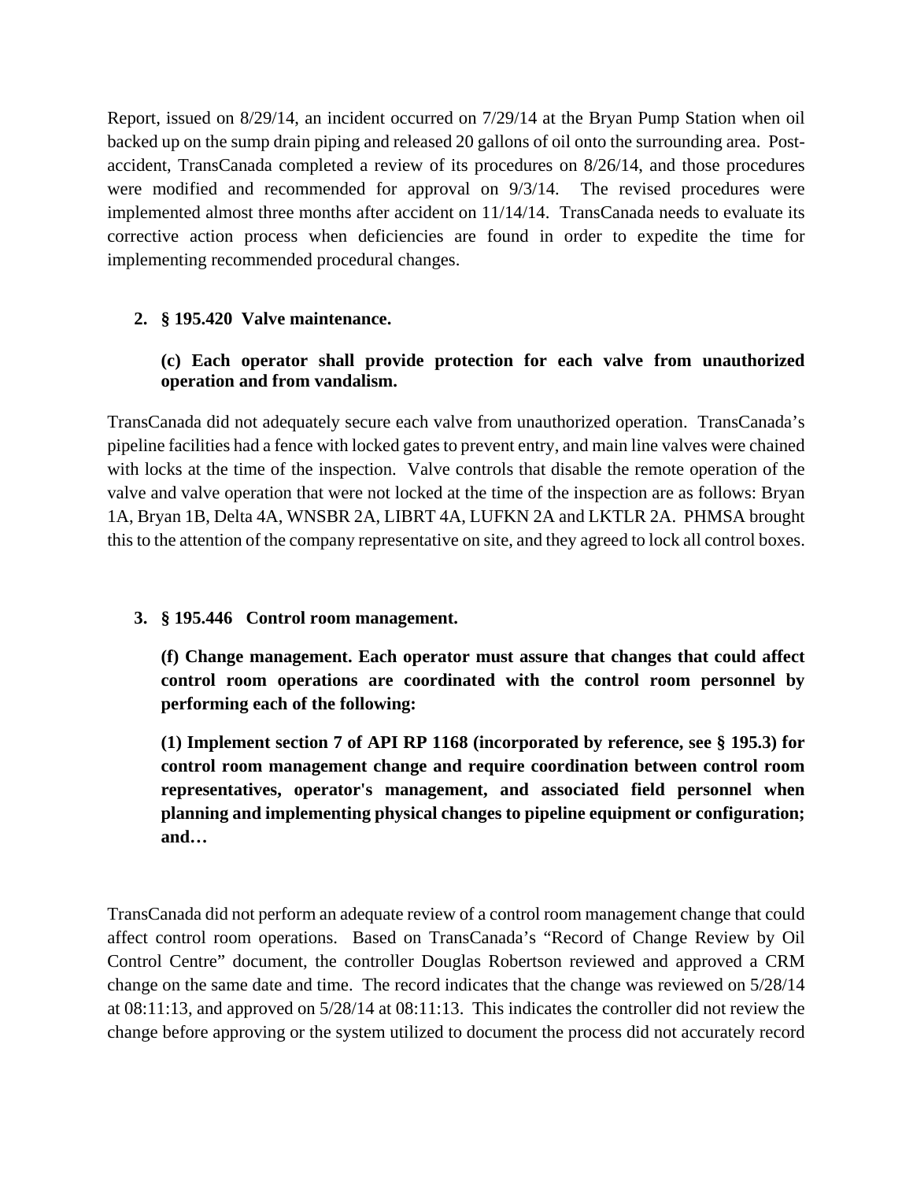Report, issued on 8/29/14, an incident occurred on 7/29/14 at the Bryan Pump Station when oil backed up on the sump drain piping and released 20 gallons of oil onto the surrounding area. Post-accident, TransCanada completed a review of its procedures on 8/26/14, and those procedures were modified and recommended for approval on 9/3/14. The revised procedures were implemented almost three months after accident on 11/14/14. TransCanada needs to evaluate its corrective action process when deficiencies are found in order to expedite the time for implementing recommended procedural changes.

2. **§ 195.420 Valve maintenance.**

   **(c) Each operator shall provide protection for each valve from unauthorized operation and from vandalism.**

TransCanada did not adequately secure each valve from unauthorized operation. TransCanada's pipeline facilities had a fence with locked gates to prevent entry, and main line valves were chained with locks at the time of the inspection. Valve controls that disable the remote operation of the valve and valve operation that were not locked at the time of the inspection are as follows: Bryan 1A, Bryan 1B, Delta 4A, WNSBR 2A, LIBRT 4A, LUFKN 2A and LKTLR 2A. PHMSA brought this to the attention of the company representative on site, and they agreed to lock all control boxes.

3. **§ 195.446 Control room management.**

   **(f) Change management. Each operator must assure that changes that could affect control room operations are coordinated with the control room personnel by performing each of the following:**

   **(1) Implement section 7 of API RP 1168 (incorporated by reference, see § 195.3) for control room management change and require coordination between control room representatives, operator's management, and associated field personnel when planning and implementing physical changes to pipeline equipment or configuration; and…**

TransCanada did not perform an adequate review of a control room management change that could affect control room operations. Based on TransCanada's "Record of Change Review by Oil Control Centre" document, the controller Douglas Robertson reviewed and approved a CRM change on the same date and time. The record indicates that the change was reviewed on 5/28/14 at 08:11:13, and approved on 5/28/14 at 08:11:13. This indicates the controller did not review the change before approving or the system utilized to document the process did not accurately record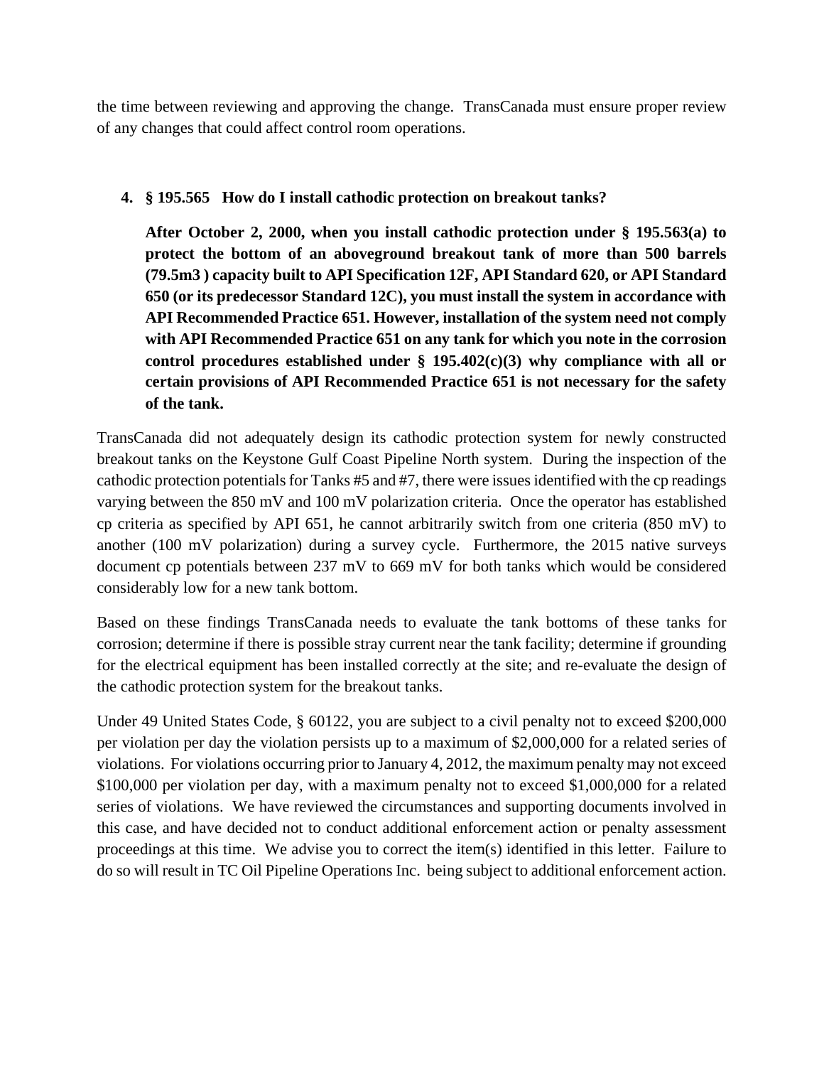the time between reviewing and approving the change. TransCanada must ensure proper review of any changes that could affect control room operations.

4. **§ 195.565 How do I install cathodic protection on breakout tanks?**

   **After October 2, 2000, when you install cathodic protection under § 195.563(a) to protect the bottom of an aboveground breakout tank of more than 500 barrels (79.5m3 ) capacity built to API Specification 12F, API Standard 620, or API Standard 650 (or its predecessor Standard 12C), you must install the system in accordance with API Recommended Practice 651. However, installation of the system need not comply with API Recommended Practice 651 on any tank for which you note in the corrosion control procedures established under § 195.402(c)(3) why compliance with all or certain provisions of API Recommended Practice 651 is not necessary for the safety of the tank.**

TransCanada did not adequately design its cathodic protection system for newly constructed breakout tanks on the Keystone Gulf Coast Pipeline North system. During the inspection of the cathodic protection potentials for Tanks #5 and #7, there were issues identified with the cp readings varying between the 850 mV and 100 mV polarization criteria. Once the operator has established cp criteria as specified by API 651, he cannot arbitrarily switch from one criteria (850 mV) to another (100 mV polarization) during a survey cycle. Furthermore, the 2015 native surveys document cp potentials between 237 mV to 669 mV for both tanks which would be considered considerably low for a new tank bottom.

Based on these findings TransCanada needs to evaluate the tank bottoms of these tanks for corrosion; determine if there is possible stray current near the tank facility; determine if grounding for the electrical equipment has been installed correctly at the site; and re-evaluate the design of the cathodic protection system for the breakout tanks.

Under 49 United States Code, § 60122, you are subject to a civil penalty not to exceed $200,000 per violation per day the violation persists up to a maximum of $2,000,000 for a related series of violations. For violations occurring prior to January 4, 2012, the maximum penalty may not exceed $100,000 per violation per day, with a maximum penalty not to exceed $1,000,000 for a related series of violations. We have reviewed the circumstances and supporting documents involved in this case, and have decided not to conduct additional enforcement action or penalty assessment proceedings at this time. We advise you to correct the item(s) identified in this letter. Failure to do so will result in TC Oil Pipeline Operations Inc. being subject to additional enforcement action.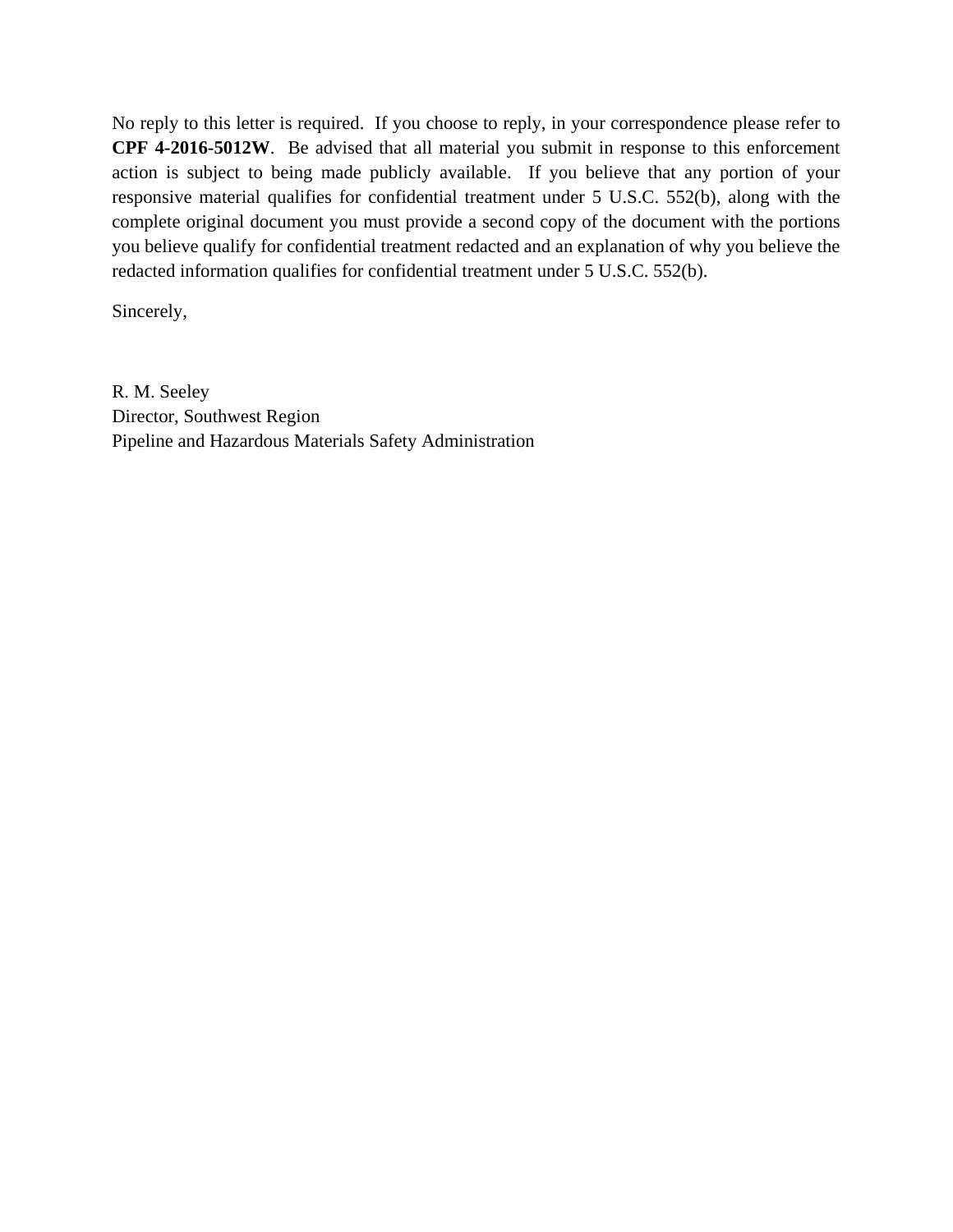No reply to this letter is required. If you choose to reply, in your correspondence please refer to **CPF 4-2016-5012W**. Be advised that all material you submit in response to this enforcement action is subject to being made publicly available. If you believe that any portion of your responsive material qualifies for confidential treatment under 5 U.S.C. 552(b), along with the complete original document you must provide a second copy of the document with the portions you believe qualify for confidential treatment redacted and an explanation of why you believe the redacted information qualifies for confidential treatment under 5 U.S.C. 552(b).

Sincerely,

R. M. Seeley
Director, Southwest Region
Pipeline and Hazardous Materials Safety Administration